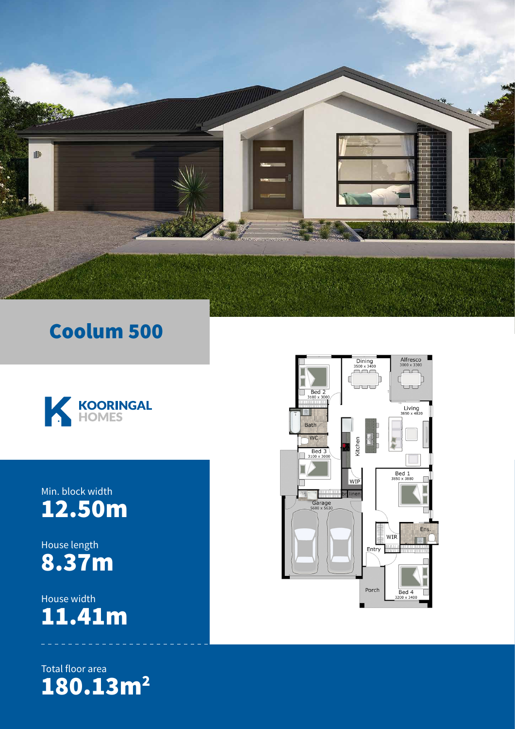# Coolum 500

KOORINGAL HOMES

Min. block width
**12.50m**

House length
**8.37m**

House width
**11.41m**

Total floor area
**180.13m²**

Dining
3500 x 3400

Alfresco
3000 x 3300

Bed 2
3100 x 3000

Living
3850 x 4820

Bath

WC

Kitchen

Bed 3
3100 x 3000

Bed 1
3850 x 3880

WIP

linen

Garage
5600 x 5630

WIR

Ens.

Entry

Porch

Bed 4
3200 x 3400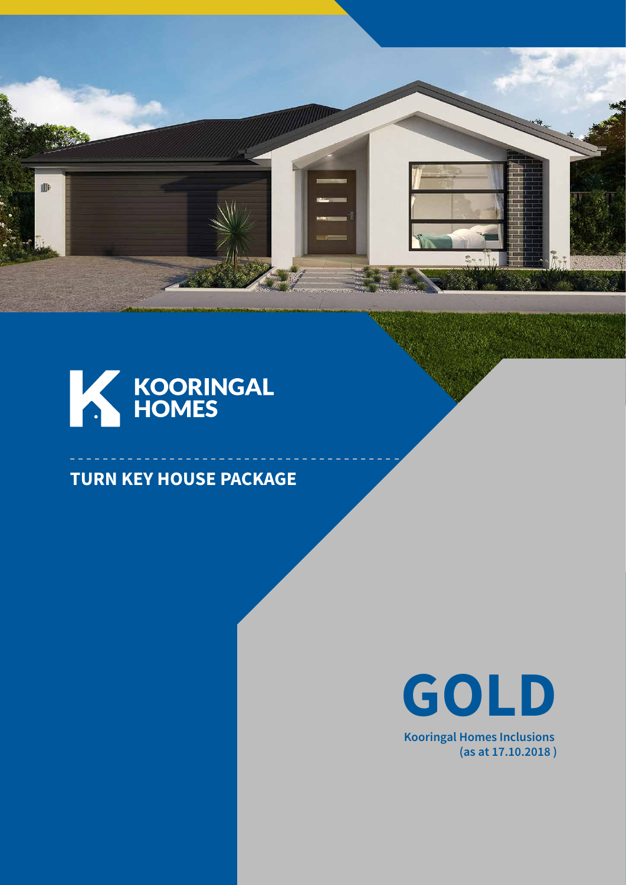KOORINGAL HOMES

**TURN KEY HOUSE PACKAGE**

# GOLD

**Kooringal Homes Inclusions (as at 17.10.2018 )**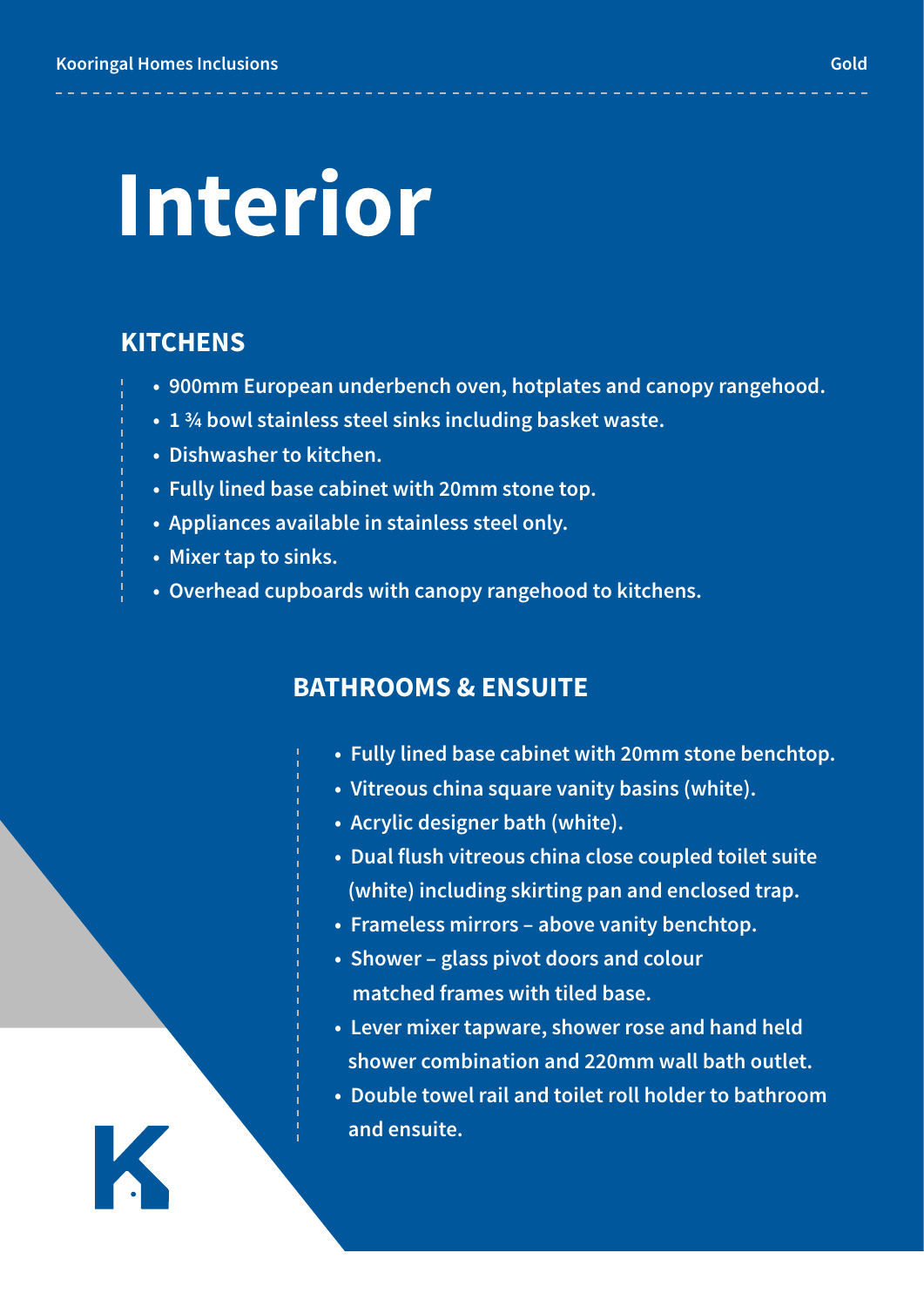# Interior

## KITCHENS

- 900mm European underbench oven, hotplates and canopy rangehood.
- 1 ¾ bowl stainless steel sinks including basket waste.
- Dishwasher to kitchen.
- Fully lined base cabinet with 20mm stone top.
- Appliances available in stainless steel only.
- Mixer tap to sinks.
- Overhead cupboards with canopy rangehood to kitchens.

## BATHROOMS & ENSUITE

- Fully lined base cabinet with 20mm stone benchtop.
- Vitreous china square vanity basins (white).
- Acrylic designer bath (white).
- Dual flush vitreous china close coupled toilet suite (white) including skirting pan and enclosed trap.
- Frameless mirrors – above vanity benchtop.
- Shower – glass pivot doors and colour matched frames with tiled base.
- Lever mixer tapware, shower rose and hand held shower combination and 220mm wall bath outlet.
- Double towel rail and toilet roll holder to bathroom and ensuite.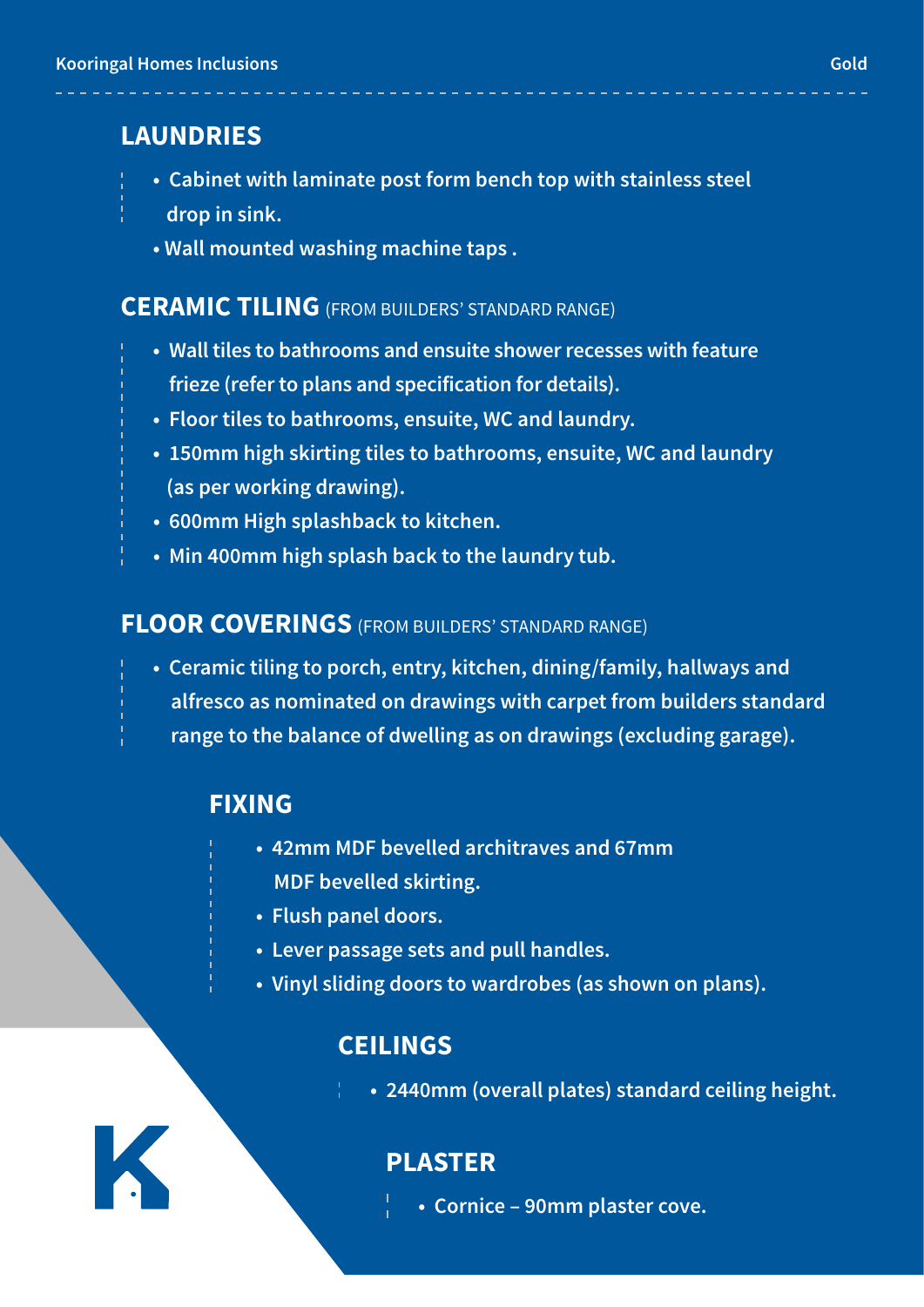## LAUNDRIES

- Cabinet with laminate post form bench top with stainless steel drop in sink.
- Wall mounted washing machine taps .

## CERAMIC TILING (FROM BUILDERS' STANDARD RANGE)

- Wall tiles to bathrooms and ensuite shower recesses with feature frieze (refer to plans and specification for details).
- Floor tiles to bathrooms, ensuite, WC and laundry.
- 150mm high skirting tiles to bathrooms, ensuite, WC and laundry (as per working drawing).
- 600mm High splashback to kitchen.
- Min 400mm high splash back to the laundry tub.

## FLOOR COVERINGS (FROM BUILDERS' STANDARD RANGE)

- Ceramic tiling to porch, entry, kitchen, dining/family, hallways and alfresco as nominated on drawings with carpet from builders standard range to the balance of dwelling as on drawings (excluding garage).

## FIXING

- 42mm MDF bevelled architraves and 67mm MDF bevelled skirting.
- Flush panel doors.
- Lever passage sets and pull handles.
- Vinyl sliding doors to wardrobes (as shown on plans).

## CEILINGS

- 2440mm (overall plates) standard ceiling height.

## PLASTER

- Cornice – 90mm plaster cove.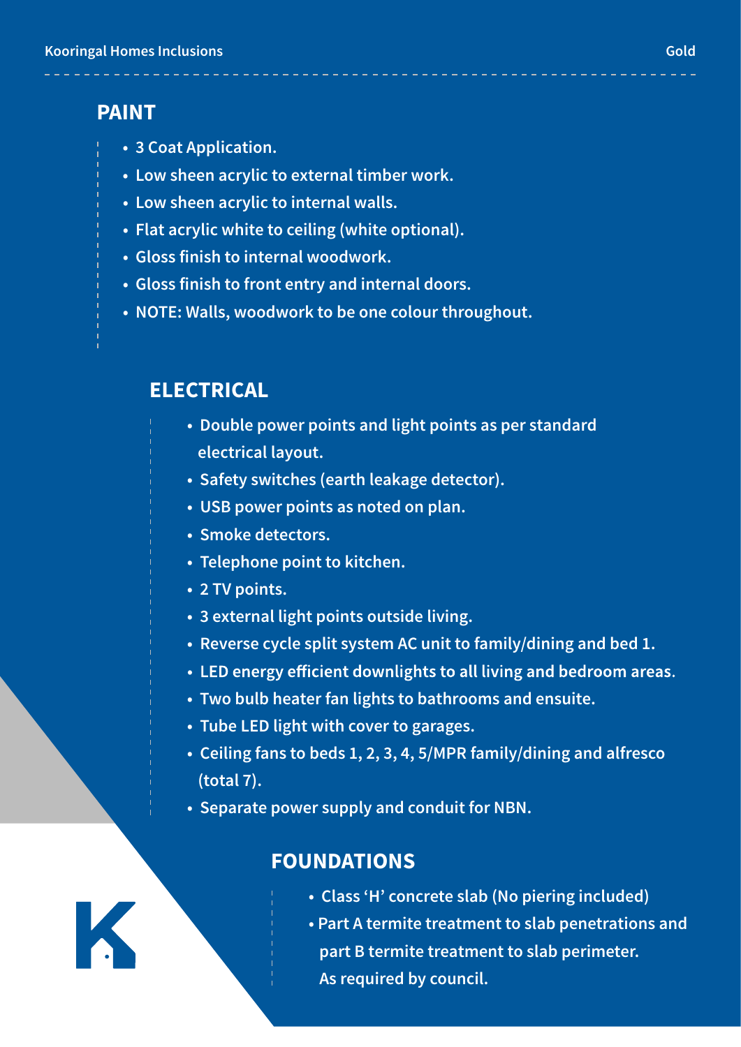## PAINT

- 3 Coat Application.
- Low sheen acrylic to external timber work.
- Low sheen acrylic to internal walls.
- Flat acrylic white to ceiling (white optional).
- Gloss finish to internal woodwork.
- Gloss finish to front entry and internal doors.
- NOTE: Walls, woodwork to be one colour throughout.

## ELECTRICAL

- Double power points and light points as per standard electrical layout.
- Safety switches (earth leakage detector).
- USB power points as noted on plan.
- Smoke detectors.
- Telephone point to kitchen.
- 2 TV points.
- 3 external light points outside living.
- Reverse cycle split system AC unit to family/dining and bed 1.
- LED energy efficient downlights to all living and bedroom areas.
- Two bulb heater fan lights to bathrooms and ensuite.
- Tube LED light with cover to garages.
- Ceiling fans to beds 1, 2, 3, 4, 5/MPR family/dining and alfresco (total 7).
- Separate power supply and conduit for NBN.

## FOUNDATIONS

- Class 'H' concrete slab (No piering included)
- Part A termite treatment to slab penetrations and part B termite treatment to slab perimeter. As required by council.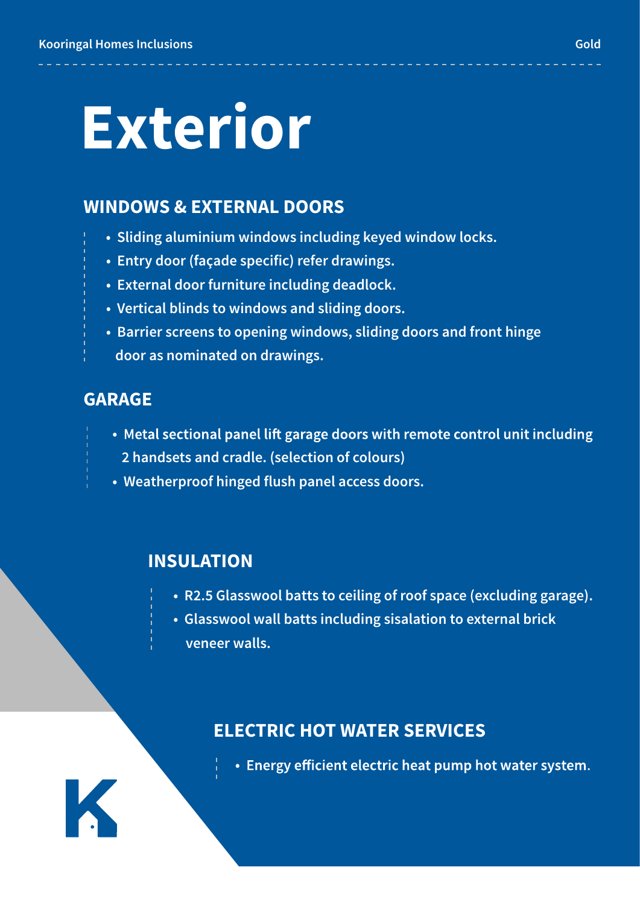# Exterior

## WINDOWS & EXTERNAL DOORS

- Sliding aluminium windows including keyed window locks.
- Entry door (façade specific) refer drawings.
- External door furniture including deadlock.
- Vertical blinds to windows and sliding doors.
- Barrier screens to opening windows, sliding doors and front hinge door as nominated on drawings.

## GARAGE

- Metal sectional panel lift garage doors with remote control unit including 2 handsets and cradle. (selection of colours)
- Weatherproof hinged flush panel access doors.

## INSULATION

- R2.5 Glasswool batts to ceiling of roof space (excluding garage).
- Glasswool wall batts including sisalation to external brick veneer walls.

## ELECTRIC HOT WATER SERVICES

- Energy efficient electric heat pump hot water system.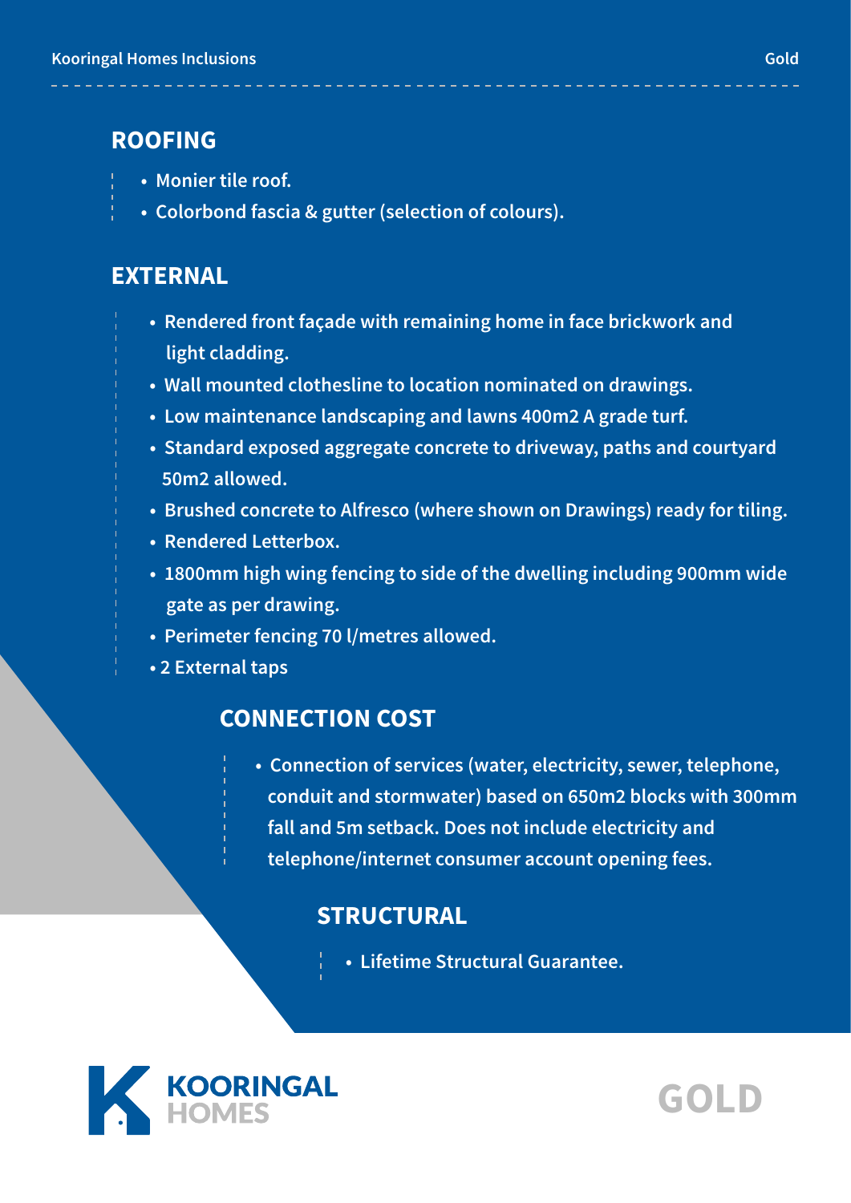## ROOFING

- Monier tile roof.
- Colorbond fascia & gutter (selection of colours).

## EXTERNAL

- Rendered front façade with remaining home in face brickwork and light cladding.
- Wall mounted clothesline to location nominated on drawings.
- Low maintenance landscaping and lawns 400m2 A grade turf.
- Standard exposed aggregate concrete to driveway, paths and courtyard 50m2 allowed.
- Brushed concrete to Alfresco (where shown on Drawings) ready for tiling.
- Rendered Letterbox.
- 1800mm high wing fencing to side of the dwelling including 900mm wide gate as per drawing.
- Perimeter fencing 70 l/metres allowed.
- 2 External taps

## CONNECTION COST

- Connection of services (water, electricity, sewer, telephone, conduit and stormwater) based on 650m2 blocks with 300mm fall and 5m setback. Does not include electricity and telephone/internet consumer account opening fees.

## STRUCTURAL

- Lifetime Structural Guarantee.

KOORINGAL HOMES

GOLD